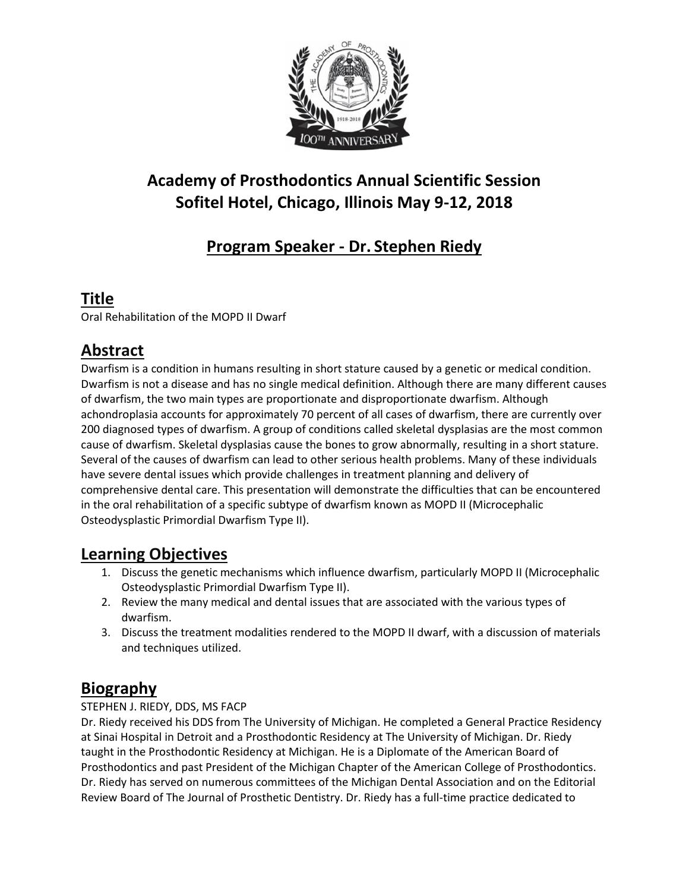# Academy of Prosthodontics Annual Scientific Session
# Sofitel Hotel, Chicago, Illinois May 9-12, 2018

## Program Speaker - Dr. Stephen Riedy

## Title

Oral Rehabilitation of the MOPD II Dwarf

## Abstract

Dwarfism is a condition in humans resulting in short stature caused by a genetic or medical condition. Dwarfism is not a disease and has no single medical definition. Although there are many different causes of dwarfism, the two main types are proportionate and disproportionate dwarfism. Although achondroplasia accounts for approximately 70 percent of all cases of dwarfism, there are currently over 200 diagnosed types of dwarfism. A group of conditions called skeletal dysplasias are the most common cause of dwarfism. Skeletal dysplasias cause the bones to grow abnormally, resulting in a short stature. Several of the causes of dwarfism can lead to other serious health problems. Many of these individuals have severe dental issues which provide challenges in treatment planning and delivery of comprehensive dental care. This presentation will demonstrate the difficulties that can be encountered in the oral rehabilitation of a specific subtype of dwarfism known as MOPD II (Microcephalic Osteodysplastic Primordial Dwarfism Type II).

## Learning Objectives

1. Discuss the genetic mechanisms which influence dwarfism, particularly MOPD II (Microcephalic Osteodysplastic Primordial Dwarfism Type II).
2. Review the many medical and dental issues that are associated with the various types of dwarfism.
3. Discuss the treatment modalities rendered to the MOPD II dwarf, with a discussion of materials and techniques utilized.

## Biography

STEPHEN J. RIEDY, DDS, MS FACP

Dr. Riedy received his DDS from The University of Michigan. He completed a General Practice Residency at Sinai Hospital in Detroit and a Prosthodontic Residency at The University of Michigan. Dr. Riedy taught in the Prosthodontic Residency at Michigan. He is a Diplomate of the American Board of Prosthodontics and past President of the Michigan Chapter of the American College of Prosthodontics. Dr. Riedy has served on numerous committees of the Michigan Dental Association and on the Editorial Review Board of The Journal of Prosthetic Dentistry. Dr. Riedy has a full-time practice dedicated to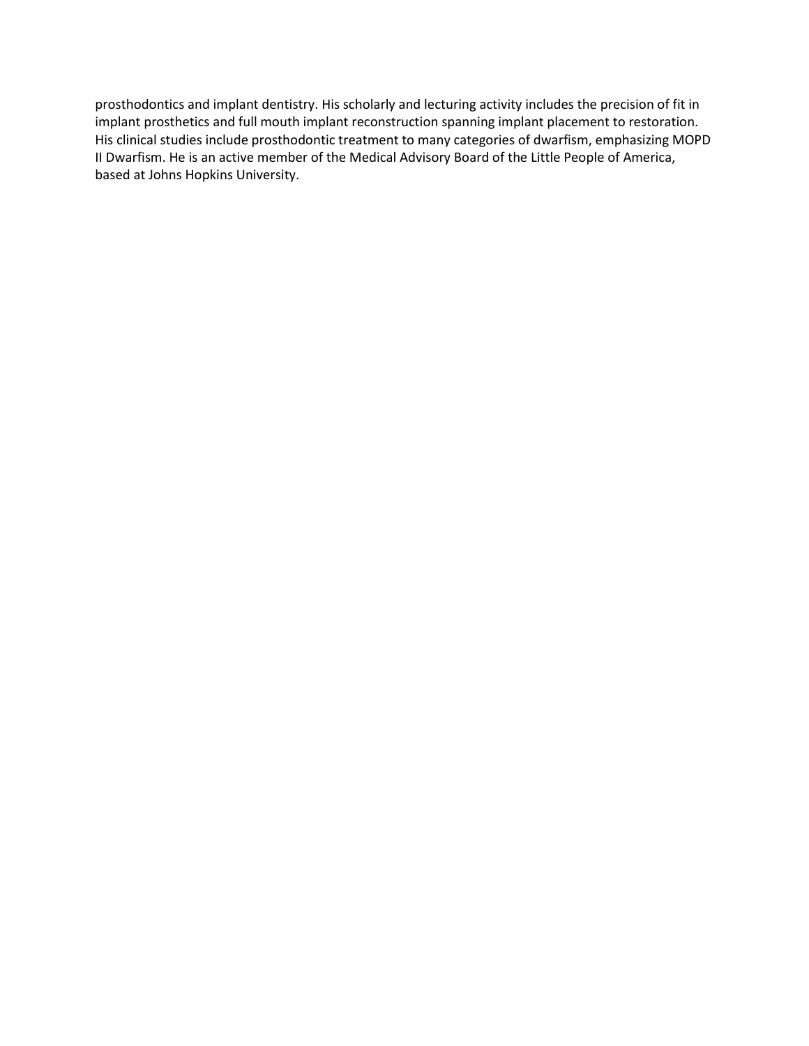prosthodontics and implant dentistry. His scholarly and lecturing activity includes the precision of fit in implant prosthetics and full mouth implant reconstruction spanning implant placement to restoration. His clinical studies include prosthodontic treatment to many categories of dwarfism, emphasizing MOPD II Dwarfism. He is an active member of the Medical Advisory Board of the Little People of America, based at Johns Hopkins University.